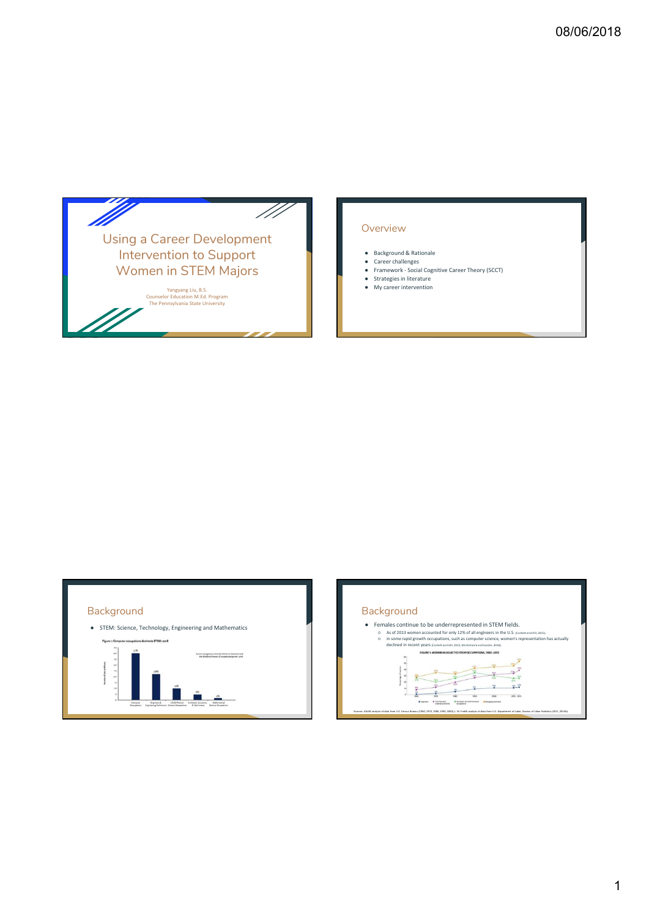# Using a Career Development Intervention to Support Women in STEM Majors

Yangyang Liu, B.S.
Counselor Education M.Ed. Program
The Pennsylvania State University

## Overview

- Background & Rationale
- Career challenges
- Framework - Social Cognitive Career Theory (SCCT)
- Strategies in literature
- My career intervention

## Background

- STEM: Science, Technology, Engineering and Mathematics

Figure 1: Computer occupations dominate STEM: 2018

## Background

- Females continue to be underrepresented in STEM fields.
  - As of 2013 women accounted for only 12% of all engineers in the U.S. (Corbett and Hill, 2015).
  - In some rapid growth occupations, such as computer science, women's representation has actually declined in recent years (Corbett and Hill, 2015; Michelmore and Sassler, 2016).

FIGURE 5. WOMEN IN SELECTED STEM OCCUPATIONS, 1960–2013

Sources: AAUW analysis of data from U.S. Census Bureau (1960, 1970, 1980, 1990, 2000); L. M. Frehill analysis of data from U.S. Department of Labor, Bureau of Labor Statistics (2011, 2014b).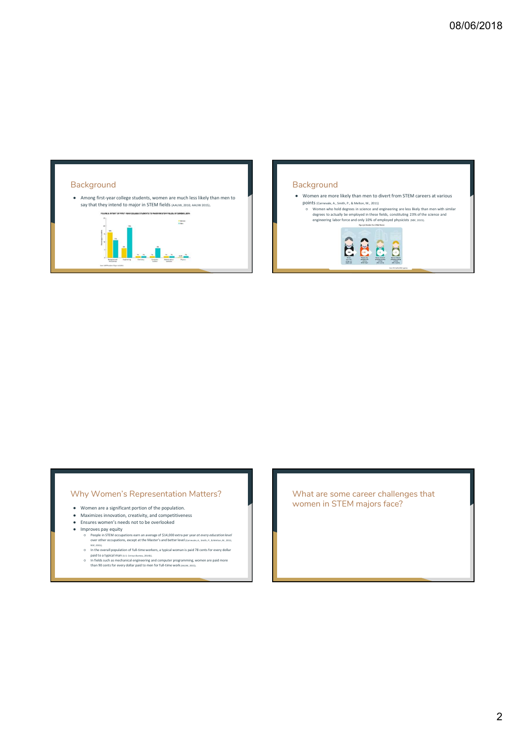## Background

- Among first-year college students, women are much less likely than men to say that they intend to major in STEM fields (AAUW, 2010; AAUW 2015).

## Background

- Women are more likely than men to divert from STEM careers at various points (Carnevale, A., Smith, P., & Melton, M., 2011)
  - Women who hold degrees in science and engineering are less likely than men with similar degrees to actually be employed in these fields, constituting 23% of the science and engineering labor force and only 10% of employed physicists (NSF, 2015).

## Why Women's Representation Matters?

- Women are a significant portion of the population.
- Maximizes innovation, creativity, and competitiveness
- Ensures women's needs not to be overlooked
- Improves pay equity
  - People in STEM occupations earn an average of $14,000 extra per year *at every education level* over other occupations, except at the Master's and better level (Carnevale, A., Smith, P., & Melton, M., 2011; NSF, 2015).
  - In the overall population of full-time workers, a typical woman is paid 78 cents for every dollar paid to a typical man (U.S. Census Bureau, 2014b).
  - In fields such as mechanical engineering and computer programming, women are paid more than 90 cents for every dollar paid to men for full-time work (AAUW, 2015).

## What are some career challenges that women in STEM majors face?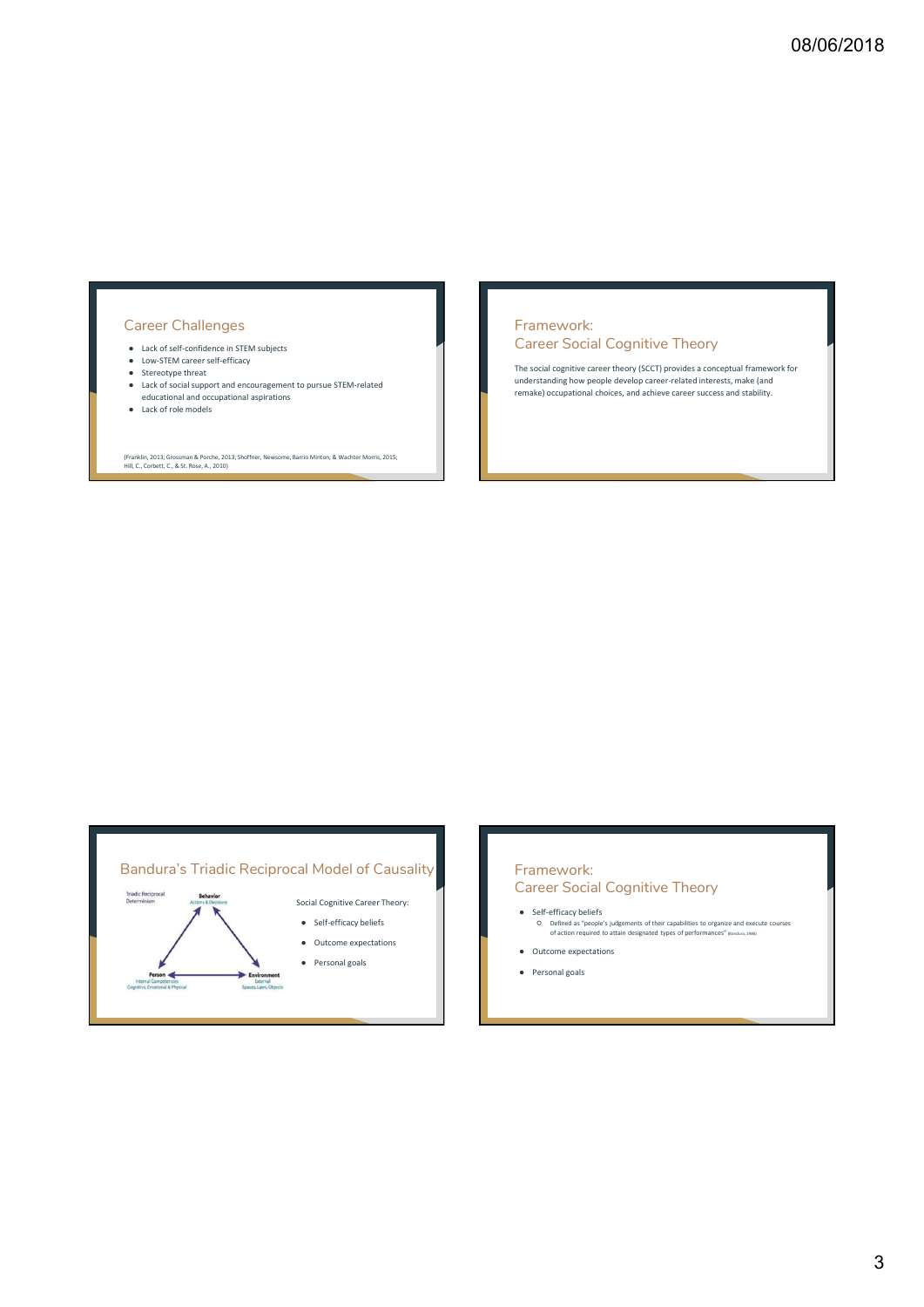## Career Challenges

- Lack of self-confidence in STEM subjects
- Low-STEM career self-efficacy
- Stereotype threat
- Lack of social support and encouragement to pursue STEM-related educational and occupational aspirations
- Lack of role models

(Franklin, 2013; Grossman & Porche, 2013; Shoffner, Newsome, Barrio Minton, & Wachter Morris, 2015; Hill, C., Corbett, C., & St. Rose, A., 2010)

## Framework: Career Social Cognitive Theory

The social cognitive career theory (SCCT) provides a conceptual framework for understanding how people develop career-related interests, make (and remake) occupational choices, and achieve career success and stability.

## Bandura's Triadic Reciprocal Model of Causality

Triadic Reciprocal Determinism

Behavior: Actions & Decisions

Person: Internal Competencies, Cognitive, Emotional & Physical

Environment: External, Spaces, Laws, Objects

Social Cognitive Career Theory:

- Self-efficacy beliefs
- Outcome expectations
- Personal goals

## Framework: Career Social Cognitive Theory

- Self-efficacy beliefs
  - Defined as "people's judgements of their capabilities to organize and execute courses of action required to attain designated types of performances" (Bandura, 1986)
- Outcome expectations
- Personal goals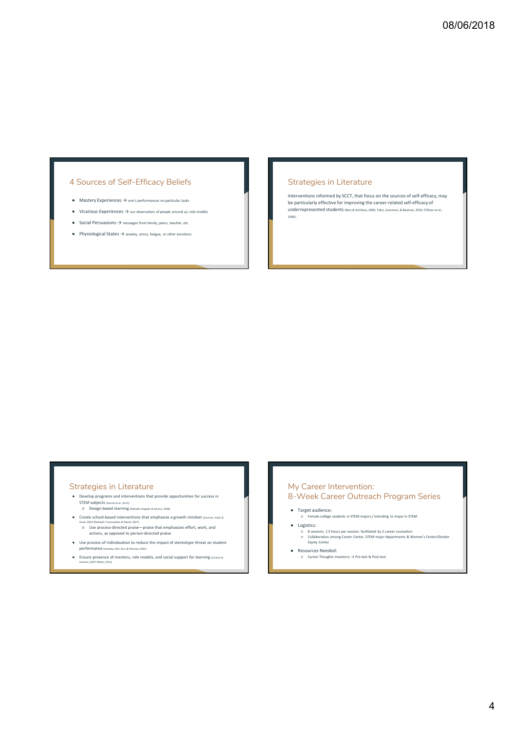## 4 Sources of Self-Efficacy Beliefs

- Mastery Experiences → one's performances on particular tasks
- Vicarious Experiences → our observation of people around us; role models
- Social Persuasions → messages from family, peers, teacher, etc
- Physiological States → anxiety, stress, fatigue, or other emotions

## Strategies in Literature

Interventions informed by SCCT, that focus on the sources of self-efficacy, may be particularly effective for improving the career-related self-efficacy of underrepresented students (Betz & Schifano, 2000; Falco, Summers, & Bauman, 2010; O'Brien et al., 2000).

## Strategies in Literature

- Develop programs and interventions that provide opportunities for success in STEM subjects (Garriot et al., 2013)
  - Design-based learning (Mehalik, Doppelt, & Schunn, 2008)
- Create school-based interventions that emphasize a growth mindset (Aronson, Fried, & Good, 2002; Blackwell, Trzesniewski, & Dweck, 2007)
  - Use process-directed praise—praise that emphasizes effort, work, and actions, as opposed to person-directed praise
- Use process of individuation to reduce the impact of stereotype threat on student performance (Ambady, Shih, Kim, & Pittinsky, 2001)
- Ensure presence of mentors, role models, and social support for learning (Carlone & Johnson, 2007; Milam, 2012)

## My Career Intervention: 8-Week Career Outreach Program Series

- Target audience:
  - Female college students in STEM majors / intending to major in STEM
- Logistics:
  - 8 sessions; 1.5 hours per session; facilitated by 2 career counselors
  - Collaboration among Career Center, STEM major departments & Women's Center/Gender Equity Center
- Resources Needed:
  - Career Thoughts Inventory → Pre-test & Post-test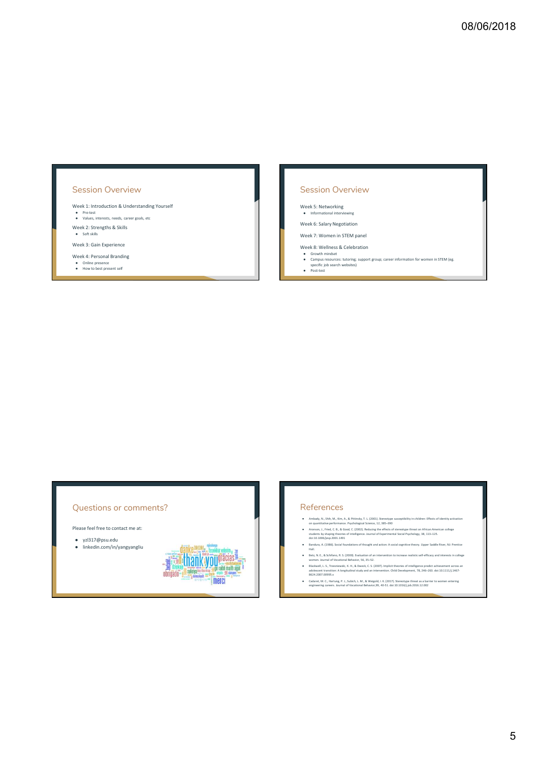08/06/2018

## Session Overview

Week 1: Introduction & Understanding Yourself

- Pre-test
- Values, interests, needs, career goals, etc

Week 2: Strengths & Skills

- Soft skills

Week 3: Gain Experience

Week 4: Personal Branding

- Online presence
- How to best present self

## Session Overview

Week 5: Networking

- Informational interviewing

Week 6: Salary Negotiation

Week 7: Women in STEM panel

Week 8: Wellness & Celebration

- Growth mindset
- Campus resources: tutoring; support group; career information for women in STEM (eg. specific job search websites)
- Post-test

## Questions or comments?

Please feel free to contact me at:

- yzl317@psu.edu
- linkedin.com/in/yangyangliu

## References

- Ambady, N., Shih, M., Kim, A., & Pittinsky, T. L. (2001). Stereotype susceptibility in children: Effects of identity activation on quantitative performance. Psychological Science, 12, 385–390
- Aronson, J., Fried, C. B., & Good, C. (2002). Reducing the effects of stereotype threat on African American college students by shaping theories of intelligence. Journal of Experimental Social Psychology, 38, 113–125. doi:10.1006/jesp.2001.1491
- Bandura, A. (1986). Social foundations of thought and action: A social cognitive theory. Upper Saddle River, NJ: Prentice Hall.
- Betz, N. E., & Schifano, R. S. (2000). Evaluation of an intervention to increase realistic self-efficacy and interests in college women. Journal of Vocational Behavior, 56, 35–52.
- Blackwell, L. S., Trzesniewski, K. H., & Dweck, C. S. (2007). Implicit theories of intelligence predict achievement across an adolescent transition: A longitudinal study and an intervention. Child Development, 78, 246–263. doi:10.1111/j.1467-8624.2007.00995.x
- Cadaret, M. C., Hartung, P. J., Subich, L. M., & Weigold, I. K. (2017). Stereotype threat as a barrier to women entering engineering careers. Journal of Vocational Behavior,99, 40-51. doi:10.1016/j.jvb.2016.12.002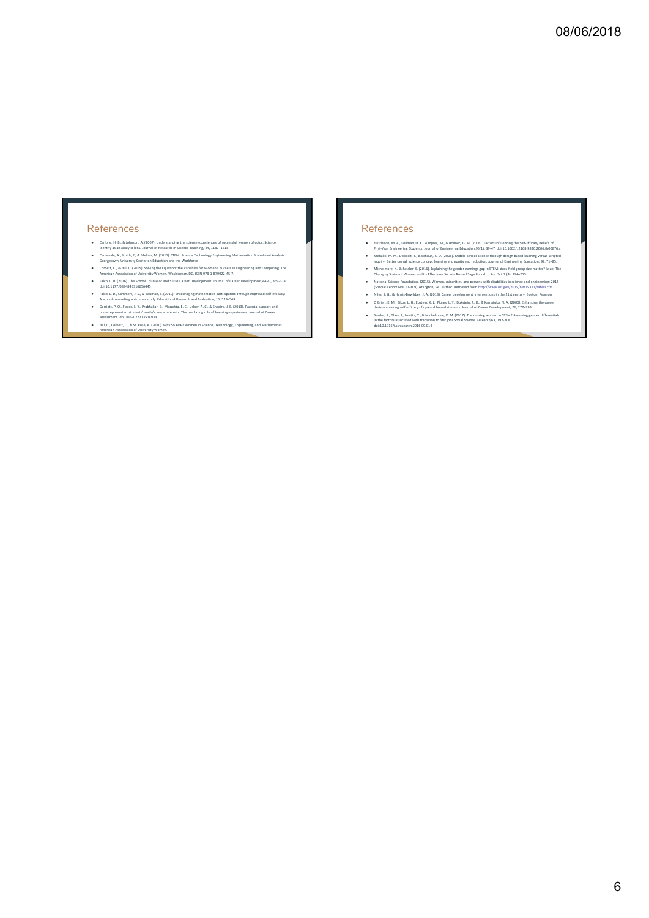## References

- Carlone, H. B., & Johnson, A. (2007). Understanding the science experiences of successful women of color: Science identity as an analytic lens. Journal of Research in Science Teaching, 44, 1187–1218.
- Carnevale, A., Smith, P., & Melton, M. (2011). STEM: Science Technology Engineering Mathematics. State-Level Analysis. Georgetown University Center on Education and the Workforce.
- Corbett, C., & Hill, C. (2015). Solving the Equation: the Variables for Women's Success in Engineering and Computing. The American Association of University Women, Washington, DC, ISBN 978-1-879922-45-7.
- Falco, L. D. (2016). The School Counselor and STEM Career Development. Journal of Career Development,44(4), 359-374. doi:10.1177/0894845316656445
- Falco, L. D., Summers, J. J., & Bauman, S. (2010). Encouraging mathematics participation through improved self-efficacy: A school counseling outcomes study. Educational Research and Evaluation, 16, 529–549.
- Garriott, P. O., Flores, L. Y., Prabhakar, B., Mazzotta, E. C., Liskov, A. C., & Shapiro, J. E. (2013). Parental support and underrepresented students' math/science interests: The mediating role of learning experiences. Journal of Career Assessment. doi:1069072713514933
- Hill, C., Corbett, C., & St. Rose, A. (2010). Why So Few? Women in Science, Technology, Engineering, and Mathematics. American Association of University Women.

## References

- Hutchison, M. A., Follman, D. K., Sumpter, M., & Bodner, G. M. (2006). Factors Influencing the Self-Efficacy Beliefs of First-Year Engineering Students. Journal of Engineering Education,95(1), 39-47. doi:10.1002/j.2168-9830.2006.tb00876.x
- Mehalik, M. M., Doppelt, Y., & Schuun, C. D. (2008). Middle-school science through design-based learning versus scripted inquiry: Better overall science concept learning and equity gap reduction. Journal of Engineering Education, 97, 71–85.
- Michelmore, K., & Sassler, S. (2016). Explaining the gender earnings gap in STEM: does field group size matter? Issue: The Changing Status of Women and Its Effects on Society Russell Sage Found. J. Soc. Sci. 2 (4), 194e215.
- National Science Foundation. (2015). Women, minorities, and persons with disabilities in science and engineering: 2015 (Special Report NSF 11-309). Arlington, VA: Author. Retrieved from http://www.nsf.gov/2015/nsf15311/tables.cfm
- Niles, S. G., & Harris-Bowlsbey, J. A. (2013). Career development interventions in the 21st century. Boston: Pearson.
- O'Brien, K. M., Bikos, L. H., Epstein, K. L., Flores, L. Y., Dukstein, R. D., & Kamatuka, N. A. (2000). Enhancing the career decision-making self-efficacy of upward bound students. Journal of Career Development, 26, 277–293.
- Sassler, S., Glass, J., Levitte, Y., & Michelmore, K. M. (2017). The missing women in STEM? Assessing gender differentials in the factors associated with transition to first jobs.Social Science Research,63, 192-208. doi:10.1016/j.ssresearch.2016.09.014